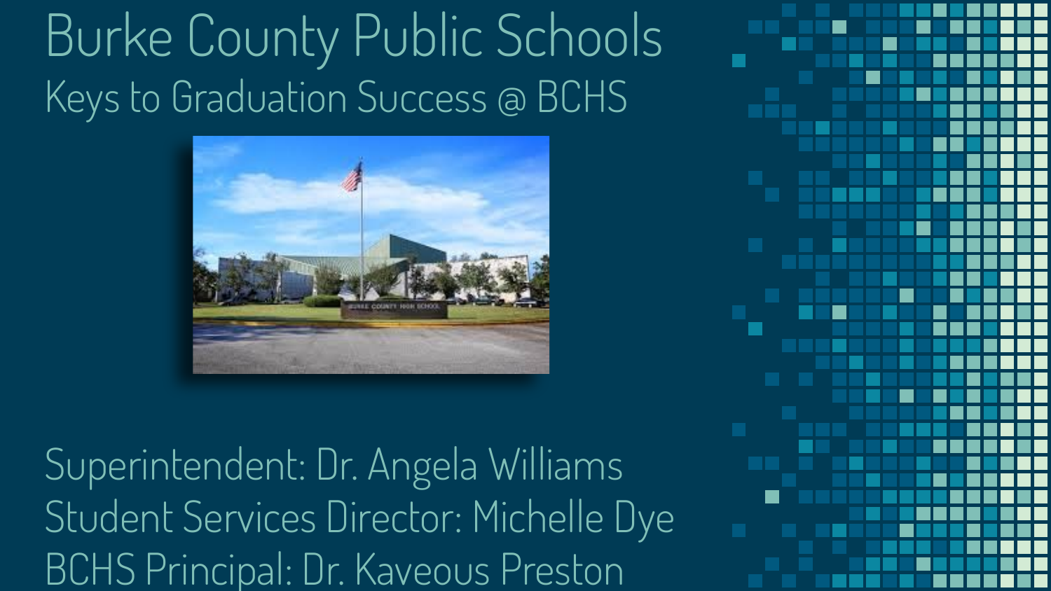# Burke County Public Schools

## Keys to Graduation Success @ BCHS

Superintendent: Dr. Angela Williams

Student Services Director: Michelle Dye

BCHS Principal: Dr. Kaveous Preston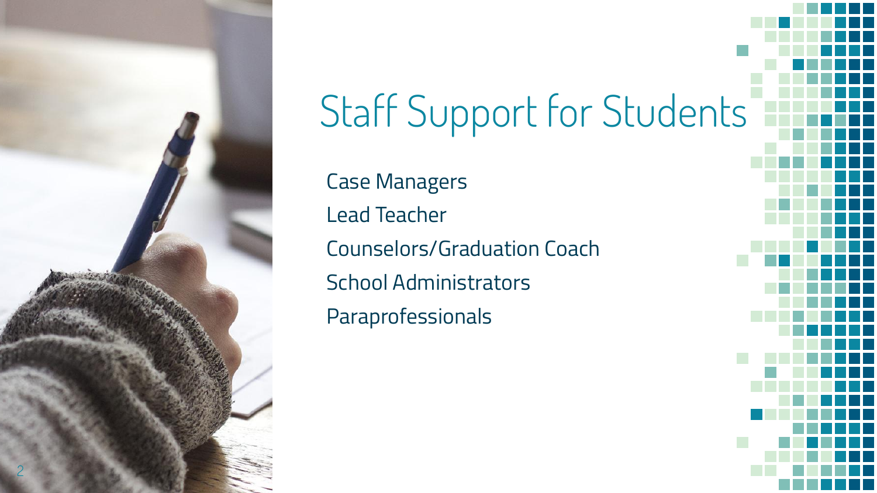# Staff Support for Students

- Case Managers
- Lead Teacher
- Counselors/Graduation Coach
- School Administrators
- Paraprofessionals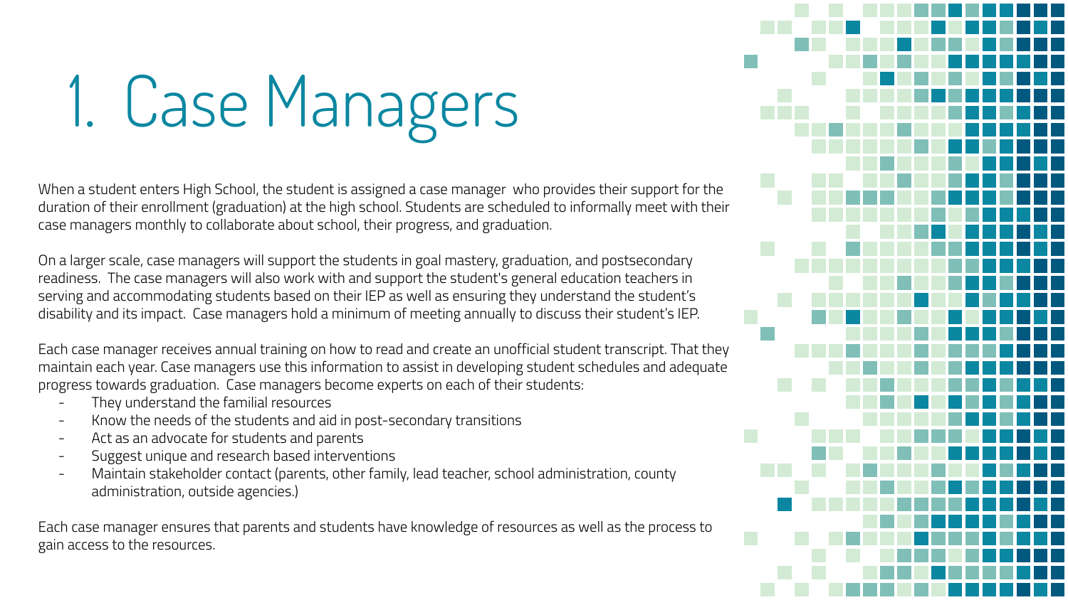# 1. Case Managers

When a student enters High School, the student is assigned a case manager who provides their support for the duration of their enrollment (graduation) at the high school. Students are scheduled to informally meet with their case managers monthly to collaborate about school, their progress, and graduation.

On a larger scale, case managers will support the students in goal mastery, graduation, and postsecondary readiness. The case managers will also work with and support the student's general education teachers in serving and accommodating students based on their IEP as well as ensuring they understand the student's disability and its impact. Case managers hold a minimum of meeting annually to discuss their student's IEP.

Each case manager receives annual training on how to read and create an unofficial student transcript. That they maintain each year. Case managers use this information to assist in developing student schedules and adequate progress towards graduation. Case managers become experts on each of their students:

- They understand the familial resources
- Know the needs of the students and aid in post-secondary transitions
- Act as an advocate for students and parents
- Suggest unique and research based interventions
- Maintain stakeholder contact (parents, other family, lead teacher, school administration, county administration, outside agencies.)

Each case manager ensures that parents and students have knowledge of resources as well as the process to gain access to the resources.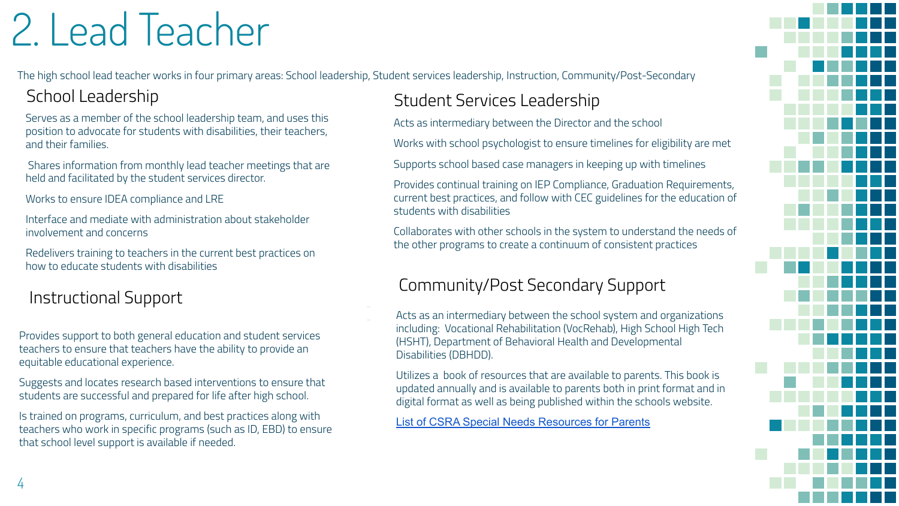# 2. Lead Teacher

The high school lead teacher works in four primary areas: School leadership, Student services leadership, Instruction, Community/Post-Secondary

## School Leadership

Serves as a member of the school leadership team, and uses this position to advocate for students with disabilities, their teachers, and their families.

Shares information from monthly lead teacher meetings that are held and facilitated by the student services director.

Works to ensure IDEA compliance and LRE

Interface and mediate with administration about stakeholder involvement and concerns

Redelivers training to teachers in the current best practices on how to educate students with disabilities

## Instructional Support

Provides support to both general education and student services teachers to ensure that teachers have the ability to provide an equitable educational experience.

Suggests and locates research based interventions to ensure that students are successful and prepared for life after high school.

Is trained on programs, curriculum, and best practices along with teachers who work in specific programs (such as ID, EBD) to ensure that school level support is available if needed.

## Student Services Leadership

Acts as intermediary between the Director and the school

Works with school psychologist to ensure timelines for eligibility are met

Supports school based case managers in keeping up with timelines

Provides continual training on IEP Compliance, Graduation Requirements, current best practices, and follow with CEC guidelines for the education of students with disabilities

Collaborates with other schools in the system to understand the needs of the other programs to create a continuum of consistent practices

## Community/Post Secondary Support

Acts as an intermediary between the school system and organizations including: Vocational Rehabilitation (VocRehab), High School High Tech (HSHT), Department of Behavioral Health and Developmental Disabilities (DBHDD).

Utilizes a book of resources that are available to parents. This book is updated annually and is available to parents both in print format and in digital format as well as being published within the schools website.

List of CSRA Special Needs Resources for Parents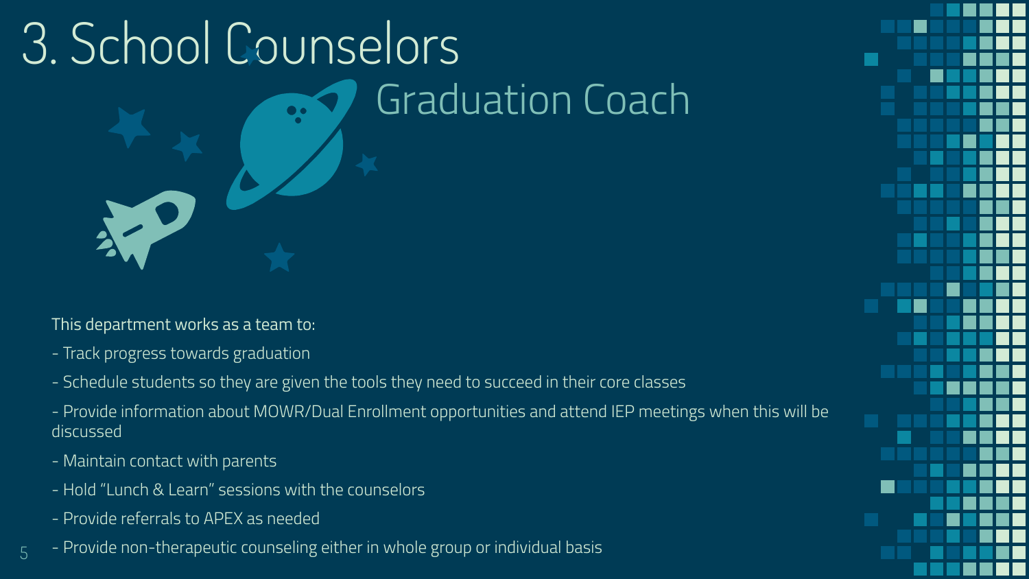# 3. School Counselors

## Graduation Coach

This department works as a team to:

- Track progress towards graduation
- Schedule students so they are given the tools they need to succeed in their core classes
- Provide information about MOWR/Dual Enrollment opportunities and attend IEP meetings when this will be discussed
- Maintain contact with parents
- Hold "Lunch & Learn" sessions with the counselors
- Provide referrals to APEX as needed
- Provide non-therapeutic counseling either in whole group or individual basis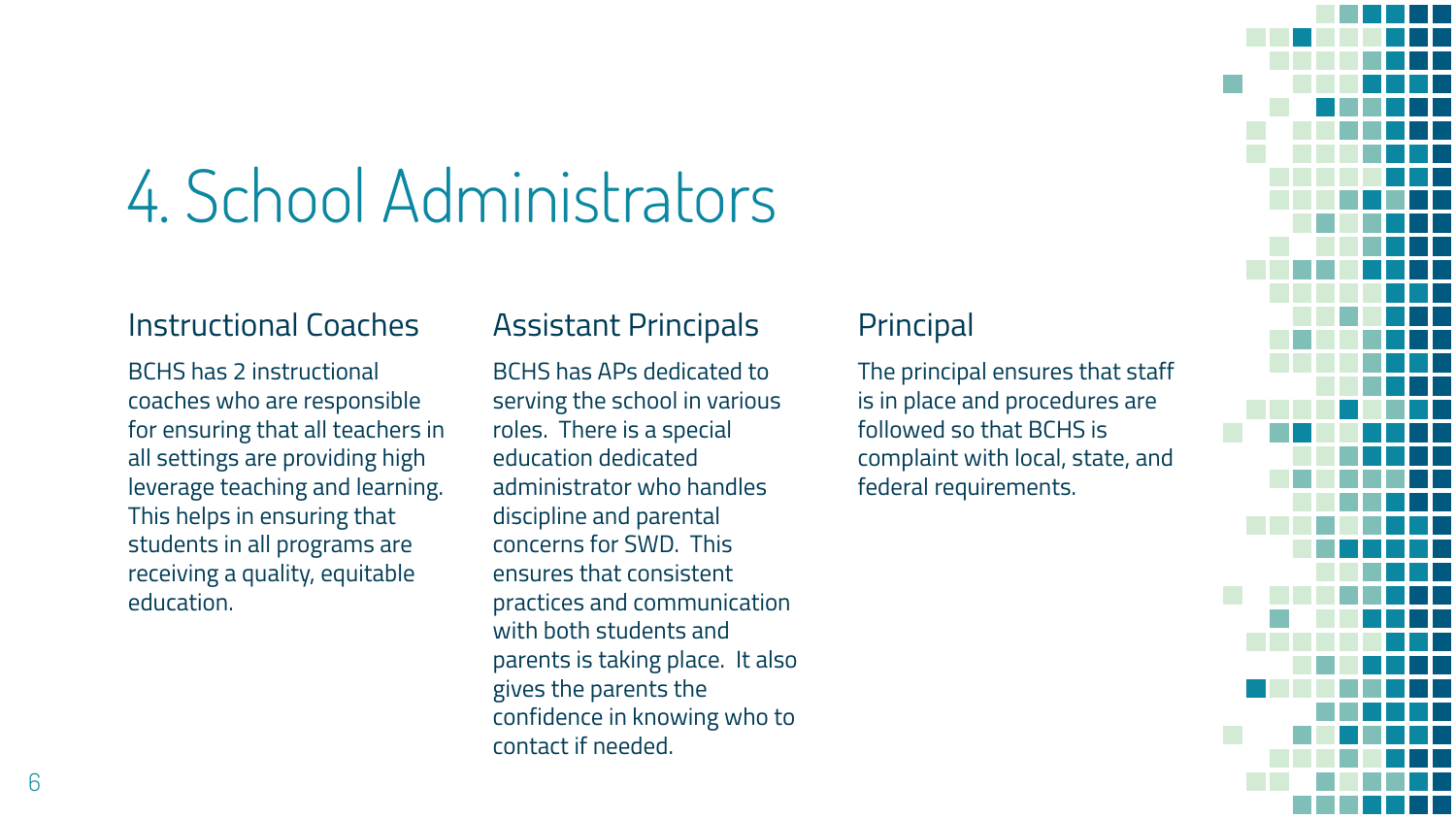# 4. School Administrators

## Instructional Coaches

BCHS has 2 instructional coaches who are responsible for ensuring that all teachers in all settings are providing high leverage teaching and learning. This helps in ensuring that students in all programs are receiving a quality, equitable education.

## Assistant Principals

BCHS has APs dedicated to serving the school in various roles. There is a special education dedicated administrator who handles discipline and parental concerns for SWD. This ensures that consistent practices and communication with both students and parents is taking place. It also gives the parents the confidence in knowing who to contact if needed.

## Principal

The principal ensures that staff is in place and procedures are followed so that BCHS is complaint with local, state, and federal requirements.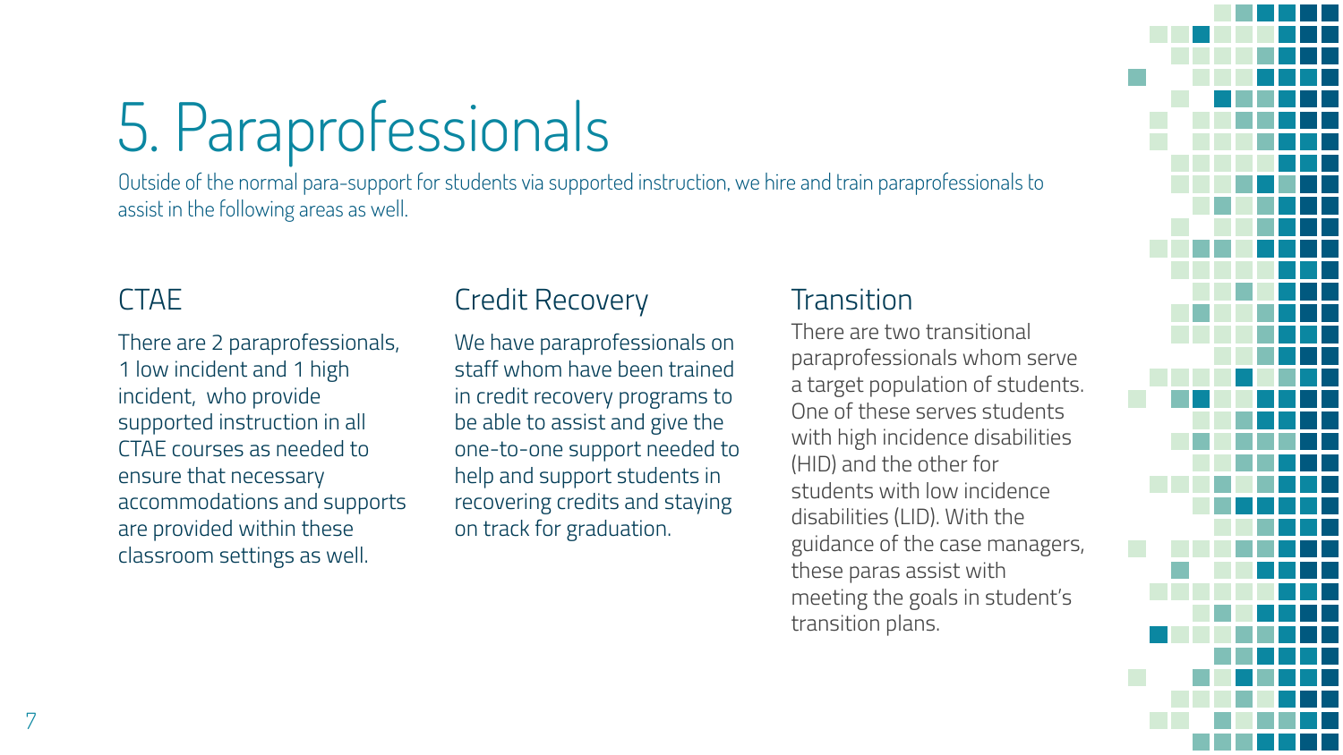# 5. Paraprofessionals

Outside of the normal para-support for students via supported instruction, we hire and train paraprofessionals to assist in the following areas as well.

## CTAE

There are 2 paraprofessionals, 1 low incident and 1 high incident, who provide supported instruction in all CTAE courses as needed to ensure that necessary accommodations and supports are provided within these classroom settings as well.

## Credit Recovery

We have paraprofessionals on staff whom have been trained in credit recovery programs to be able to assist and give the one-to-one support needed to help and support students in recovering credits and staying on track for graduation.

## Transition

There are two transitional paraprofessionals whom serve a target population of students. One of these serves students with high incidence disabilities (HID) and the other for students with low incidence disabilities (LID). With the guidance of the case managers, these paras assist with meeting the goals in student's transition plans.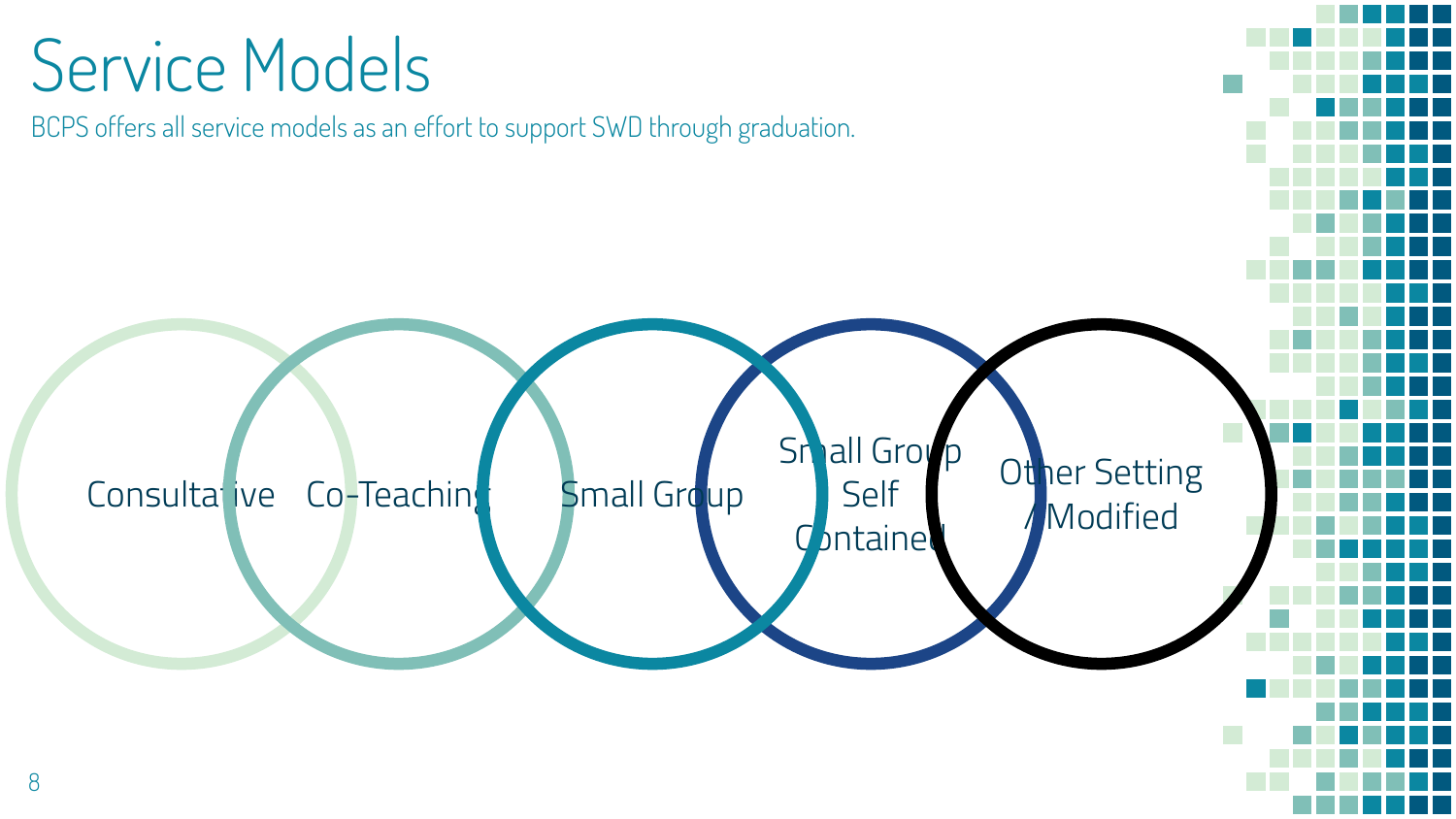# Service Models

BCPS offers all service models as an effort to support SWD through graduation.

- Consultative
- Co-Teaching
- Small Group
- Small Group Self Contained
- Other Setting / Modified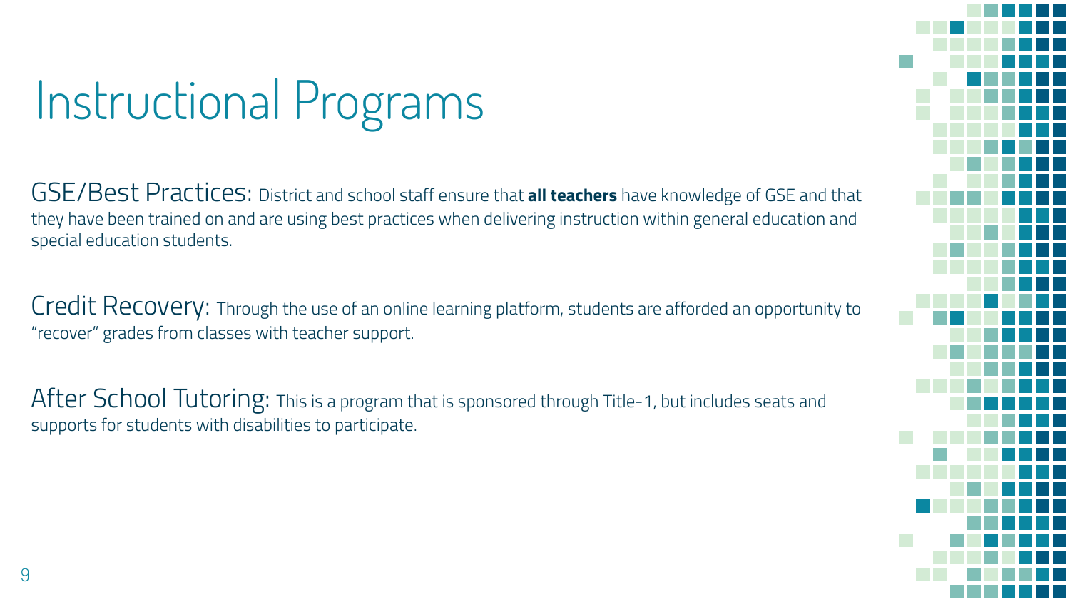# Instructional Programs

GSE/Best Practices: District and school staff ensure that **all teachers** have knowledge of GSE and that they have been trained on and are using best practices when delivering instruction within general education and special education students.

Credit Recovery: Through the use of an online learning platform, students are afforded an opportunity to "recover" grades from classes with teacher support.

After School Tutoring: This is a program that is sponsored through Title-1, but includes seats and supports for students with disabilities to participate.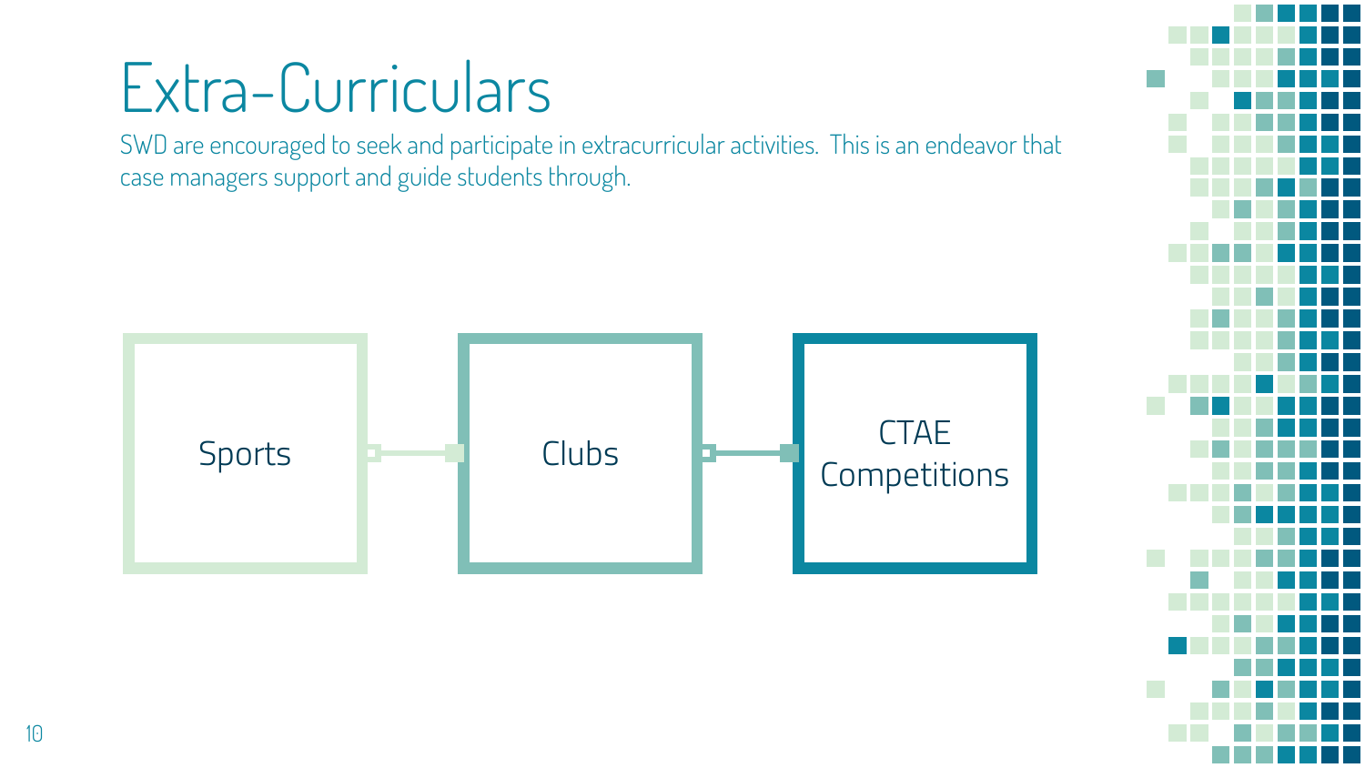# Extra-Curriculars

SWD are encouraged to seek and participate in extracurricular activities. This is an endeavor that case managers support and guide students through.

- Sports
- Clubs
- CTAE Competitions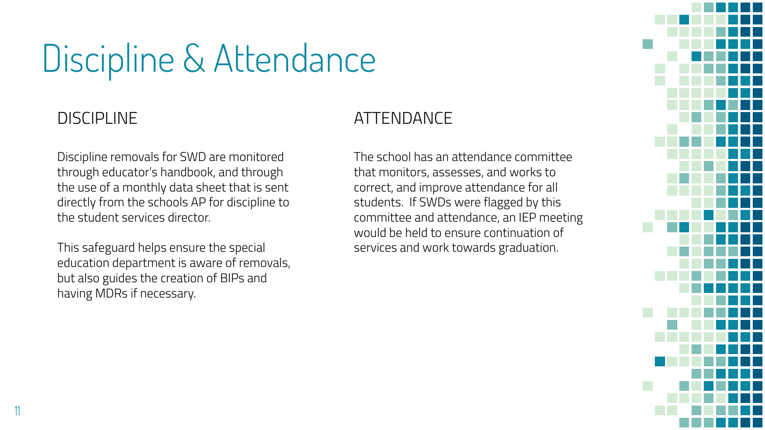# Discipline & Attendance

## DISCIPLINE

Discipline removals for SWD are monitored through educator's handbook, and through the use of a monthly data sheet that is sent directly from the schools AP for discipline to the student services director.

This safeguard helps ensure the special education department is aware of removals, but also guides the creation of BIPs and having MDRs if necessary.

## ATTENDANCE

The school has an attendance committee that monitors, assesses, and works to correct, and improve attendance for all students. If SWDs were flagged by this committee and attendance, an IEP meeting would be held to ensure continuation of services and work towards graduation.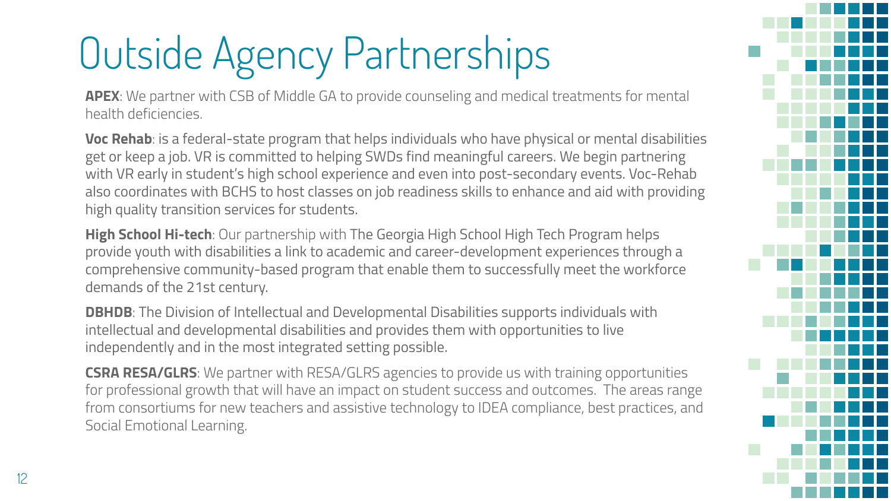# Outside Agency Partnerships

**APEX**: We partner with CSB of Middle GA to provide counseling and medical treatments for mental health deficiencies.

**Voc Rehab**: is a federal-state program that helps individuals who have physical or mental disabilities get or keep a job. VR is committed to helping SWDs find meaningful careers. We begin partnering with VR early in student's high school experience and even into post-secondary events. Voc-Rehab also coordinates with BCHS to host classes on job readiness skills to enhance and aid with providing high quality transition services for students.

**High School Hi-tech**: Our partnership with The Georgia High School High Tech Program helps provide youth with disabilities a link to academic and career-development experiences through a comprehensive community-based program that enable them to successfully meet the workforce demands of the 21st century.

**DBHDB**: The Division of Intellectual and Developmental Disabilities supports individuals with intellectual and developmental disabilities and provides them with opportunities to live independently and in the most integrated setting possible.

**CSRA RESA/GLRS**: We partner with RESA/GLRS agencies to provide us with training opportunities for professional growth that will have an impact on student success and outcomes. The areas range from consortiums for new teachers and assistive technology to IDEA compliance, best practices, and Social Emotional Learning.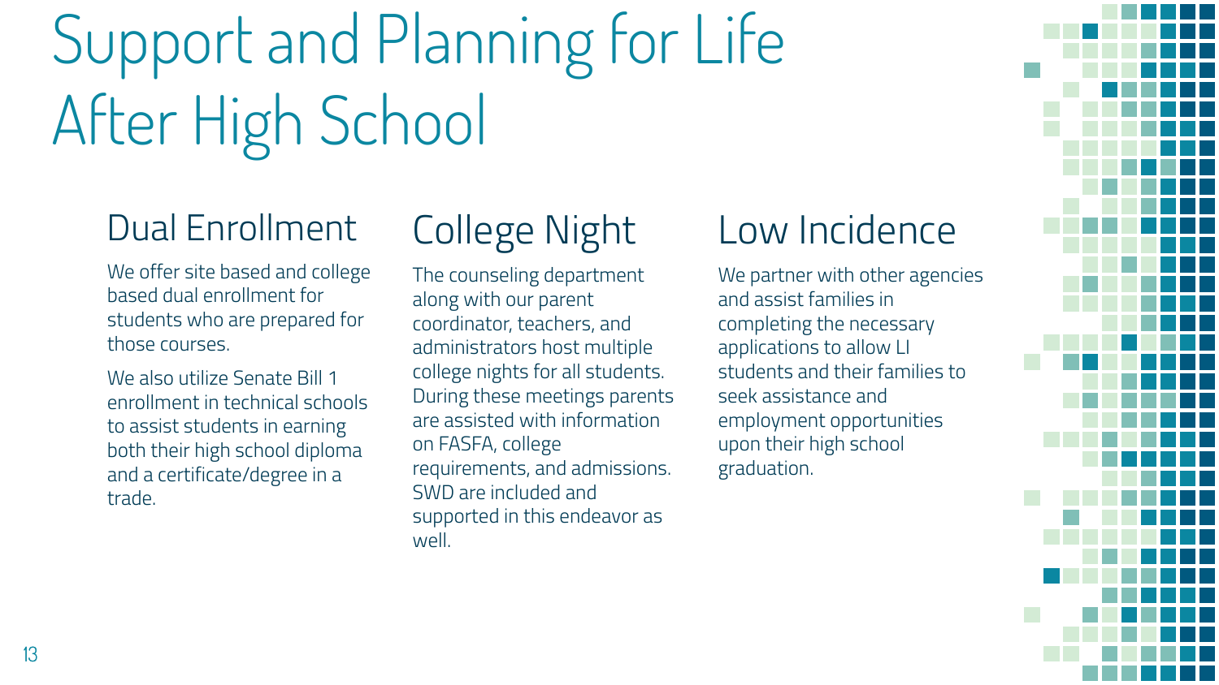# Support and Planning for Life After High School

## Dual Enrollment

We offer site based and college based dual enrollment for students who are prepared for those courses.

We also utilize Senate Bill 1 enrollment in technical schools to assist students in earning both their high school diploma and a certificate/degree in a trade.

## College Night

The counseling department along with our parent coordinator, teachers, and administrators host multiple college nights for all students. During these meetings parents are assisted with information on FASFA, college requirements, and admissions. SWD are included and supported in this endeavor as well.

## Low Incidence

We partner with other agencies and assist families in completing the necessary applications to allow LI students and their families to seek assistance and employment opportunities upon their high school graduation.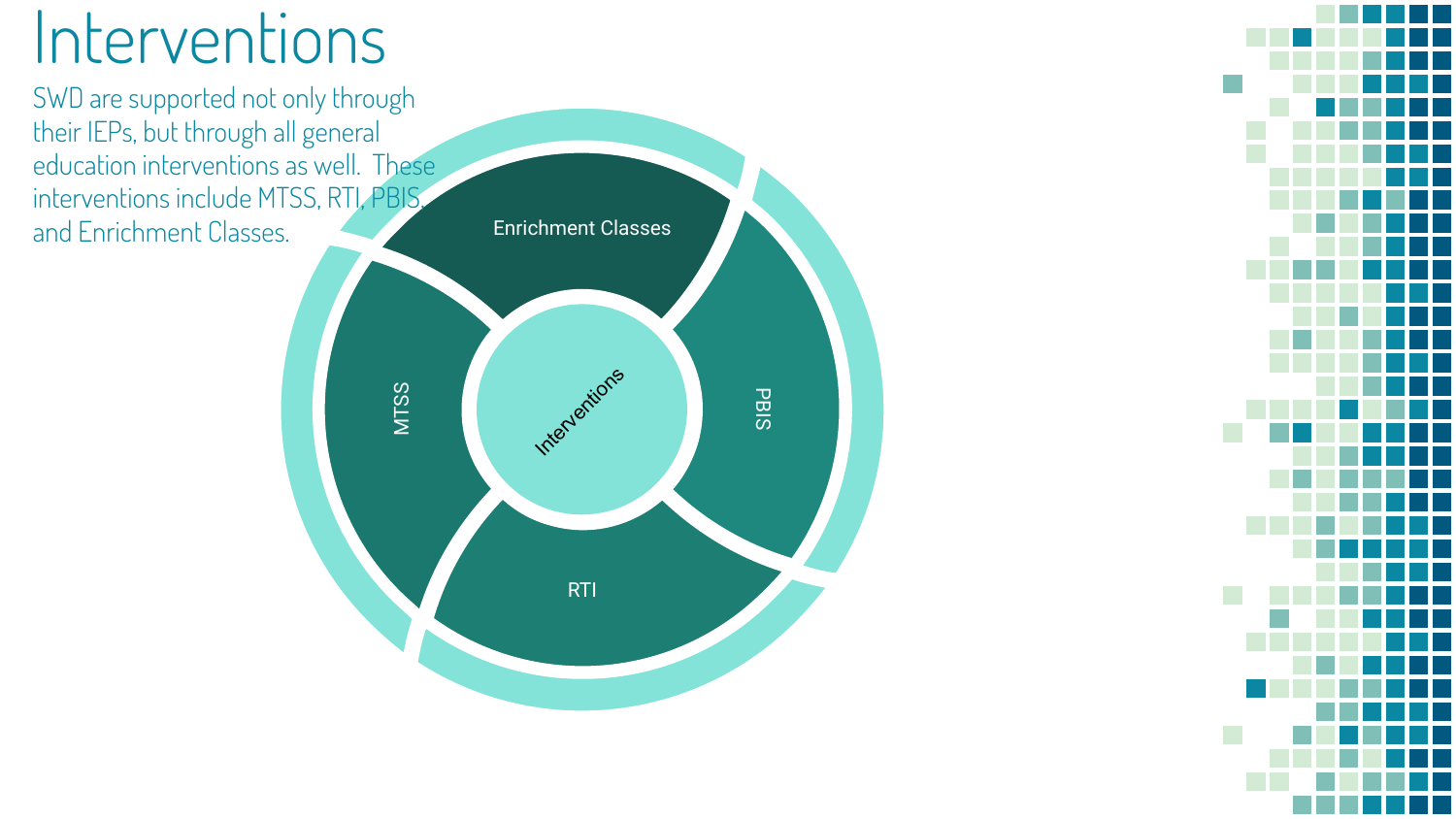# Interventions

SWD are supported not only through their IEPs, but through all general education interventions as well. These interventions include MTSS, RTI, PBIS, and Enrichment Classes.

Interventions

Enrichment Classes

PBIS

RTI

MTSS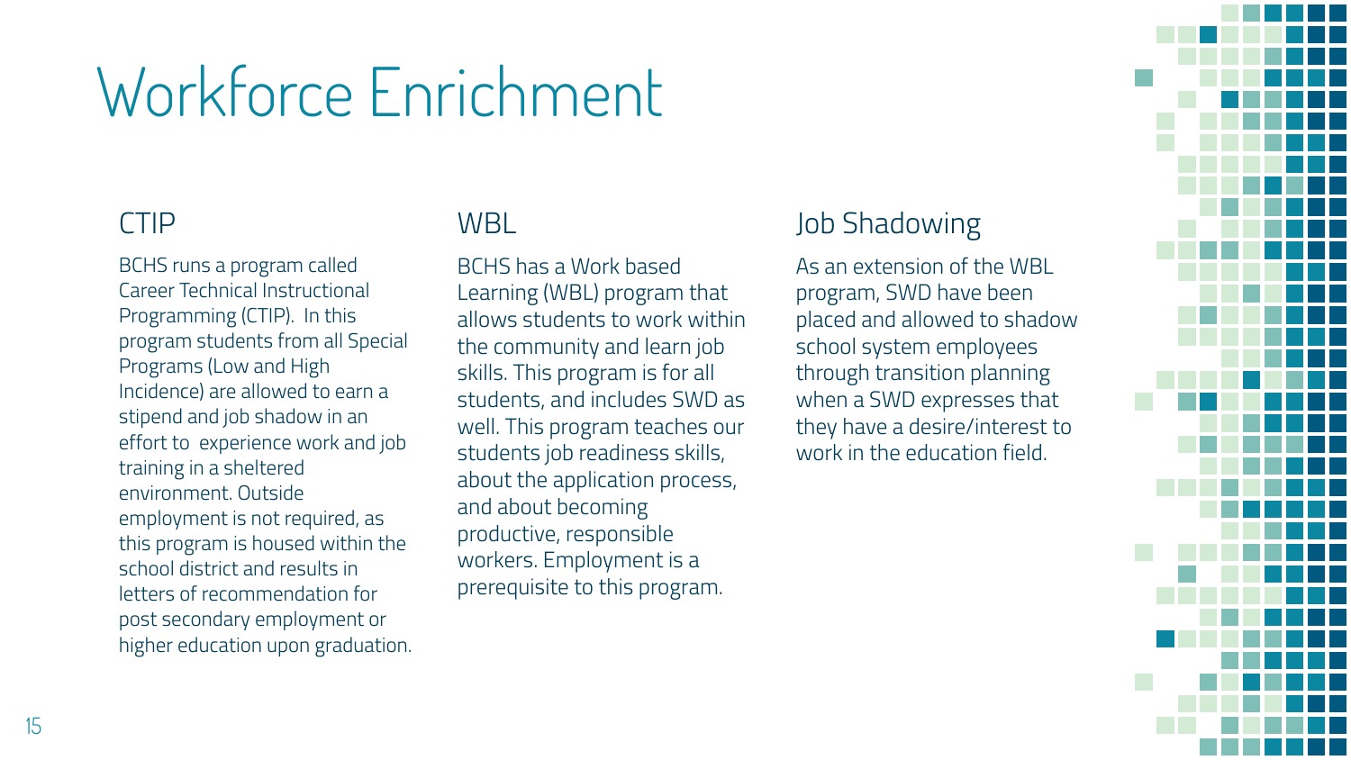# Workforce Enrichment

## CTIP

BCHS runs a program called Career Technical Instructional Programming (CTIP). In this program students from all Special Programs (Low and High Incidence) are allowed to earn a stipend and job shadow in an effort to experience work and job training in a sheltered environment. Outside employment is not required, as this program is housed within the school district and results in letters of recommendation for post secondary employment or higher education upon graduation.

## WBL

BCHS has a Work based Learning (WBL) program that allows students to work within the community and learn job skills. This program is for all students, and includes SWD as well. This program teaches our students job readiness skills, about the application process, and about becoming productive, responsible workers. Employment is a prerequisite to this program.

## Job Shadowing

As an extension of the WBL program, SWD have been placed and allowed to shadow school system employees through transition planning when a SWD expresses that they have a desire/interest to work in the education field.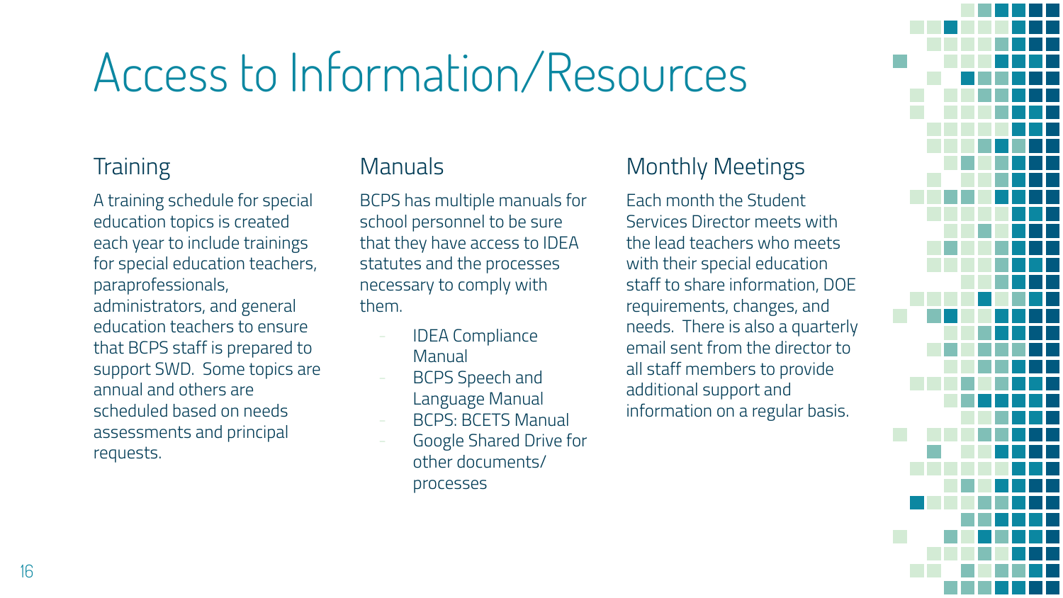# Access to Information/Resources

## Training

A training schedule for special education topics is created each year to include trainings for special education teachers, paraprofessionals, administrators, and general education teachers to ensure that BCPS staff is prepared to support SWD. Some topics are annual and others are scheduled based on needs assessments and principal requests.

## Manuals

BCPS has multiple manuals for school personnel to be sure that they have access to IDEA statutes and the processes necessary to comply with them.

- IDEA Compliance Manual
- BCPS Speech and Language Manual
- BCPS: BCETS Manual
- Google Shared Drive for other documents/ processes

## Monthly Meetings

Each month the Student Services Director meets with the lead teachers who meets with their special education staff to share information, DOE requirements, changes, and needs. There is also a quarterly email sent from the director to all staff members to provide additional support and information on a regular basis.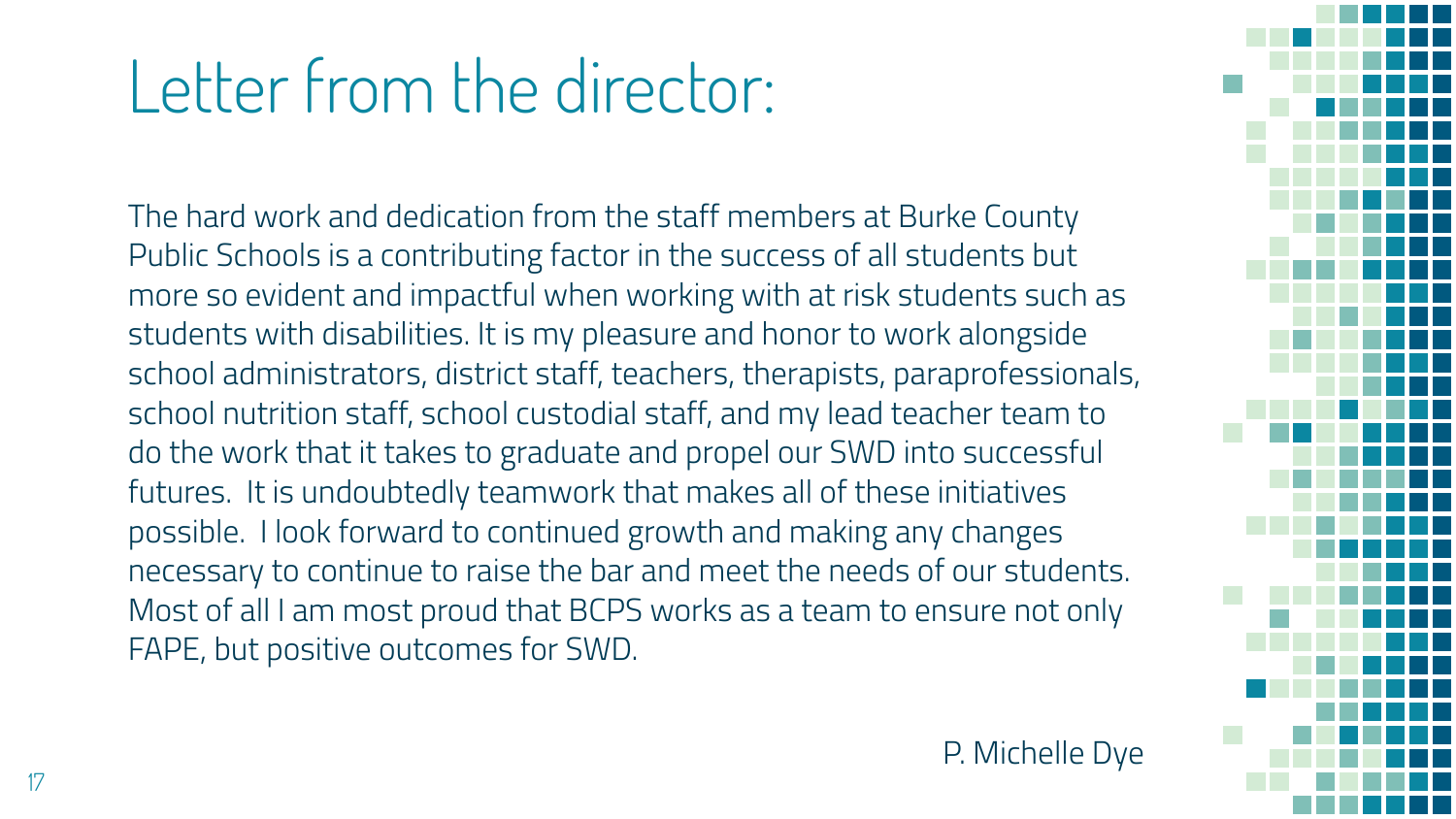# Letter from the director:

The hard work and dedication from the staff members at Burke County Public Schools is a contributing factor in the success of all students but more so evident and impactful when working with at risk students such as students with disabilities. It is my pleasure and honor to work alongside school administrators, district staff, teachers, therapists, paraprofessionals, school nutrition staff, school custodial staff, and my lead teacher team to do the work that it takes to graduate and propel our SWD into successful futures. It is undoubtedly teamwork that makes all of these initiatives possible. I look forward to continued growth and making any changes necessary to continue to raise the bar and meet the needs of our students. Most of all I am most proud that BCPS works as a team to ensure not only FAPE, but positive outcomes for SWD.

P. Michelle Dye